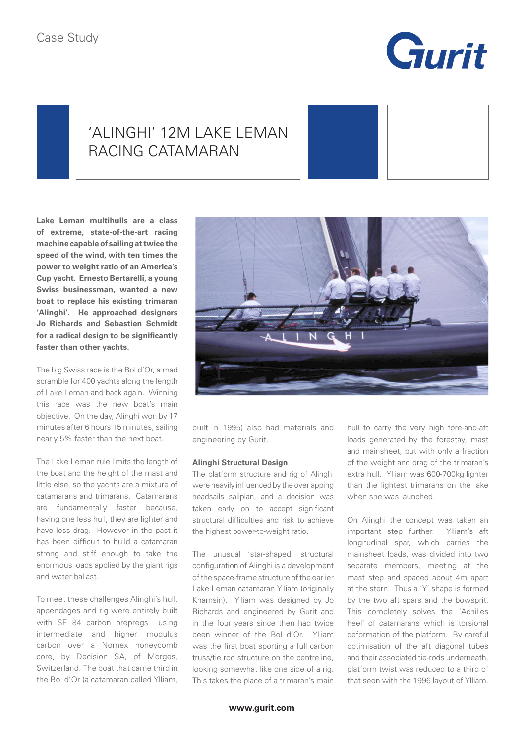Case Study

# 'ALINGHI' 12M LAKE LEMAN RACING CATAMARAN

**Lake Leman multihulls are a class of extreme, state-of-the-art racing machine capable of sailing at twice the speed of the wind, with ten times the power to weight ratio of an America's Cup yacht. Ernesto Bertarelli, a young Swiss businessman, wanted a new boat to replace his existing trimaran 'Alinghi'. He approached designers Jo Richards and Sebastien Schmidt for a radical design to be significantly faster than other yachts.**

The big Swiss race is the Bol d'Or, a mad scramble for 400 yachts along the length of Lake Leman and back again. Winning this race was the new boat's main objective. On the day, Alinghi won by 17 minutes after 6 hours 15 minutes, sailing nearly 5% faster than the next boat.

The Lake Leman rule limits the length of the boat and the height of the mast and little else, so the yachts are a mixture of catamarans and trimarans. Catamarans are fundamentally faster because, having one less hull, they are lighter and have less drag. However in the past it has been difficult to build a catamaran strong and stiff enough to take the enormous loads applied by the giant rigs and water ballast.

To meet these challenges Alinghi's hull, appendages and rig were entirely built with SE 84 carbon prepregs using intermediate and higher modulus carbon over a Nomex honeycomb core, by Decision SA, of Morges, Switzerland. The boat that came third in the Bol d'Or (a catamaran called Ylliam, built in 1995) also had materials and engineering by Gurit.

## Alinghi Structural Design

The platform structure and rig of Alinghi were heavily influenced by the overlapping headsails sailplan, and a decision was taken early on to accept significant structural difficulties and risk to achieve the highest power-to-weight ratio.

The unusual 'star-shaped' structural configuration of Alinghi is a development of the space-frame structure of the earlier Lake Leman catamaran Ylliam (originally Khamsin). Ylliam was designed by Jo Richards and engineered by Gurit and in the four years since then had twice been winner of the Bol d'Or. Ylliam was the first boat sporting a full carbon truss/tie rod structure on the centreline, looking somewhat like one side of a rig. This takes the place of a trimaran's main hull to carry the very high fore-and-aft loads generated by the forestay, mast and mainsheet, but with only a fraction of the weight and drag of the trimaran's extra hull. Ylliam was 600-700kg lighter than the lightest trimarans on the lake when she was launched.

On Alinghi the concept was taken an important step further. Ylliam's aft longitudinal spar, which carries the mainsheet loads, was divided into two separate members, meeting at the mast step and spaced about 4m apart at the stern. Thus a 'Y' shape is formed by the two aft spars and the bowsprit. This completely solves the 'Achilles heel' of catamarans which is torsional deformation of the platform. By careful optimisation of the aft diagonal tubes and their associated tie-rods underneath, platform twist was reduced to a third of that seen with the 1996 layout of Ylliam.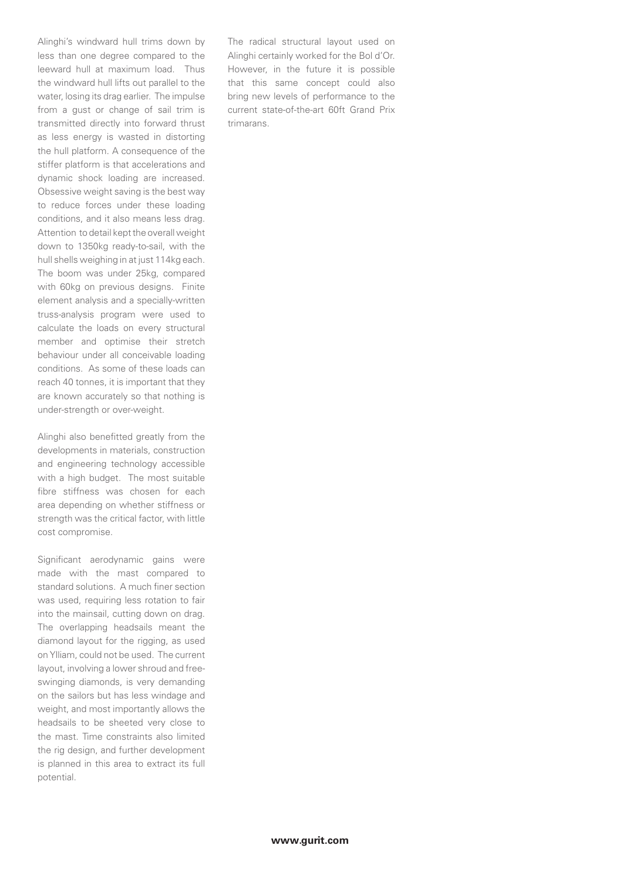Alinghi's windward hull trims down by less than one degree compared to the leeward hull at maximum load. Thus the windward hull lifts out parallel to the water, losing its drag earlier. The impulse from a gust or change of sail trim is transmitted directly into forward thrust as less energy is wasted in distorting the hull platform. A consequence of the stiffer platform is that accelerations and dynamic shock loading are increased. Obsessive weight saving is the best way to reduce forces under these loading conditions, and it also means less drag. Attention to detail kept the overall weight down to 1350kg ready-to-sail, with the hull shells weighing in at just 114kg each. The boom was under 25kg, compared with 60kg on previous designs. Finite element analysis and a specially-written truss-analysis program were used to calculate the loads on every structural member and optimise their stretch behaviour under all conceivable loading conditions. As some of these loads can reach 40 tonnes, it is important that they are known accurately so that nothing is under-strength or over-weight.

Alinghi also benefitted greatly from the developments in materials, construction and engineering technology accessible with a high budget. The most suitable fibre stiffness was chosen for each area depending on whether stiffness or strength was the critical factor, with little cost compromise.

Significant aerodynamic gains were made with the mast compared to standard solutions. A much finer section was used, requiring less rotation to fair into the mainsail, cutting down on drag. The overlapping headsails meant the diamond layout for the rigging, as used on Ylliam, could not be used. The current layout, involving a lower shroud and free-swinging diamonds, is very demanding on the sailors but has less windage and weight, and most importantly allows the headsails to be sheeted very close to the mast. Time constraints also limited the rig design, and further development is planned in this area to extract its full potential.

The radical structural layout used on Alinghi certainly worked for the Bol d'Or. However, in the future it is possible that this same concept could also bring new levels of performance to the current state-of-the-art 60ft Grand Prix trimarans.

**www.gurit.com**